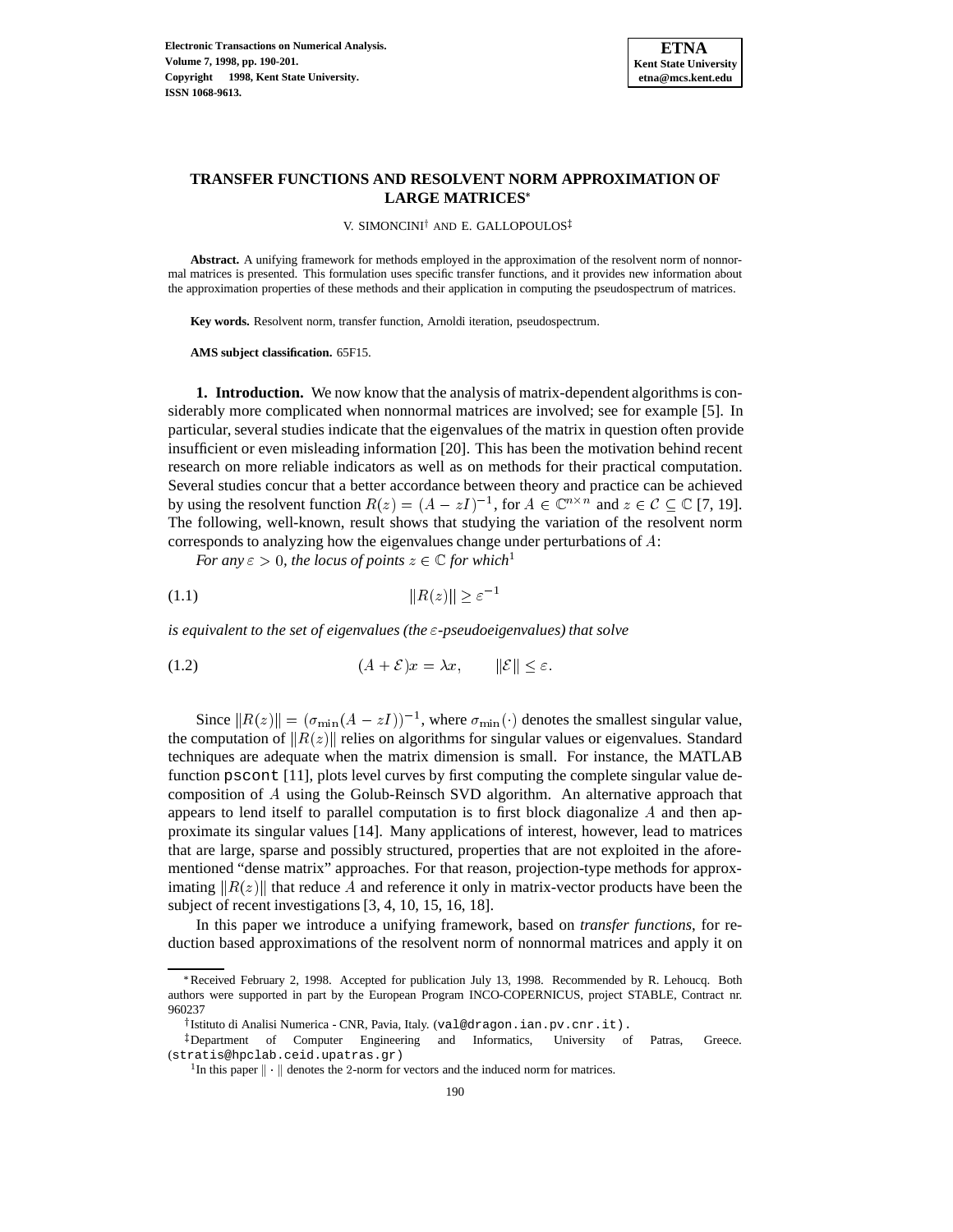# TRANSFER FUNCTIONS AND RESOLVENT NORM APPROXIMATION OF LARGE MATRICES*

V. SIMONCINI† AND E. GALLOPOULOS‡

**Abstract.** A unifying framework for methods employed in the approximation of the resolvent norm of nonnormal matrices is presented. This formulation uses specific transfer functions, and it provides new information about the approximation properties of these methods and their application in computing the pseudospectrum of matrices.

**Key words.** Resolvent norm, transfer function, Arnoldi iteration, pseudospectrum.

**AMS subject classification.** 65F15.

**1. Introduction.** We now know that the analysis of matrix-dependent algorithms is considerably more complicated when nonnormal matrices are involved; see for example [5]. In particular, several studies indicate that the eigenvalues of the matrix in question often provide insufficient or even misleading information [20]. This has been the motivation behind recent research on more reliable indicators as well as on methods for their practical computation. Several studies concur that a better accordance between theory and practice can be achieved by using the resolvent function $R(z) = (A - zI)^{-1}$, for $A \in \mathbb{C}^{n\times n}$ and $z \in \mathcal{C} \subseteq \mathbb{C}$ [7, 19]. The following, well-known, result shows that studying the variation of the resolvent norm corresponds to analyzing how the eigenvalues change under perturbations of $A$:

*For any $\varepsilon > 0$, the locus of points $z \in \mathbb{C}$ for which*[1]

$$\|R(z)\| \geq \varepsilon^{-1} \tag{1.1}$$

*is equivalent to the set of eigenvalues (the $\varepsilon$-pseudoeigenvalues) that solve*

$$(A + \mathcal{E})x = \lambda x, \qquad \|\mathcal{E}\| \leq \varepsilon. \tag{1.2}$$

Since $\|R(z)\| = (\sigma_{\min}(A - zI))^{-1}$, where $\sigma_{\min}(\cdot)$ denotes the smallest singular value, the computation of $\|R(z)\|$ relies on algorithms for singular values or eigenvalues. Standard techniques are adequate when the matrix dimension is small. For instance, the MATLAB function `pscont` [11], plots level curves by first computing the complete singular value decomposition of $A$ using the Golub-Reinsch SVD algorithm. An alternative approach that appears to lend itself to parallel computation is to first block diagonalize $A$ and then approximate its singular values [14]. Many applications of interest, however, lead to matrices that are large, sparse and possibly structured, properties that are not exploited in the aforementioned "dense matrix" approaches. For that reason, projection-type methods for approximating $\|R(z)\|$ that reduce $A$ and reference it only in matrix-vector products have been the subject of recent investigations [3, 4, 10, 15, 16, 18].

In this paper we introduce a unifying framework, based on *transfer functions*, for reduction based approximations of the resolvent norm of nonnormal matrices and apply it on

---

*Received February 2, 1998. Accepted for publication July 13, 1998. Recommended by R. Lehoucq. Both authors were supported in part by the European Program INCO-COPERNICUS, project STABLE, Contract nr. 960237

†Istituto di Analisi Numerica - CNR, Pavia, Italy. (val@dragon.ian.pv.cnr.it).

‡Department of Computer Engineering and Informatics, University of Patras, Greece. (stratis@hpclab.ceid.upatras.gr)

[1]In this paper $\|\cdot\|$ denotes the 2-norm for vectors and the induced norm for matrices.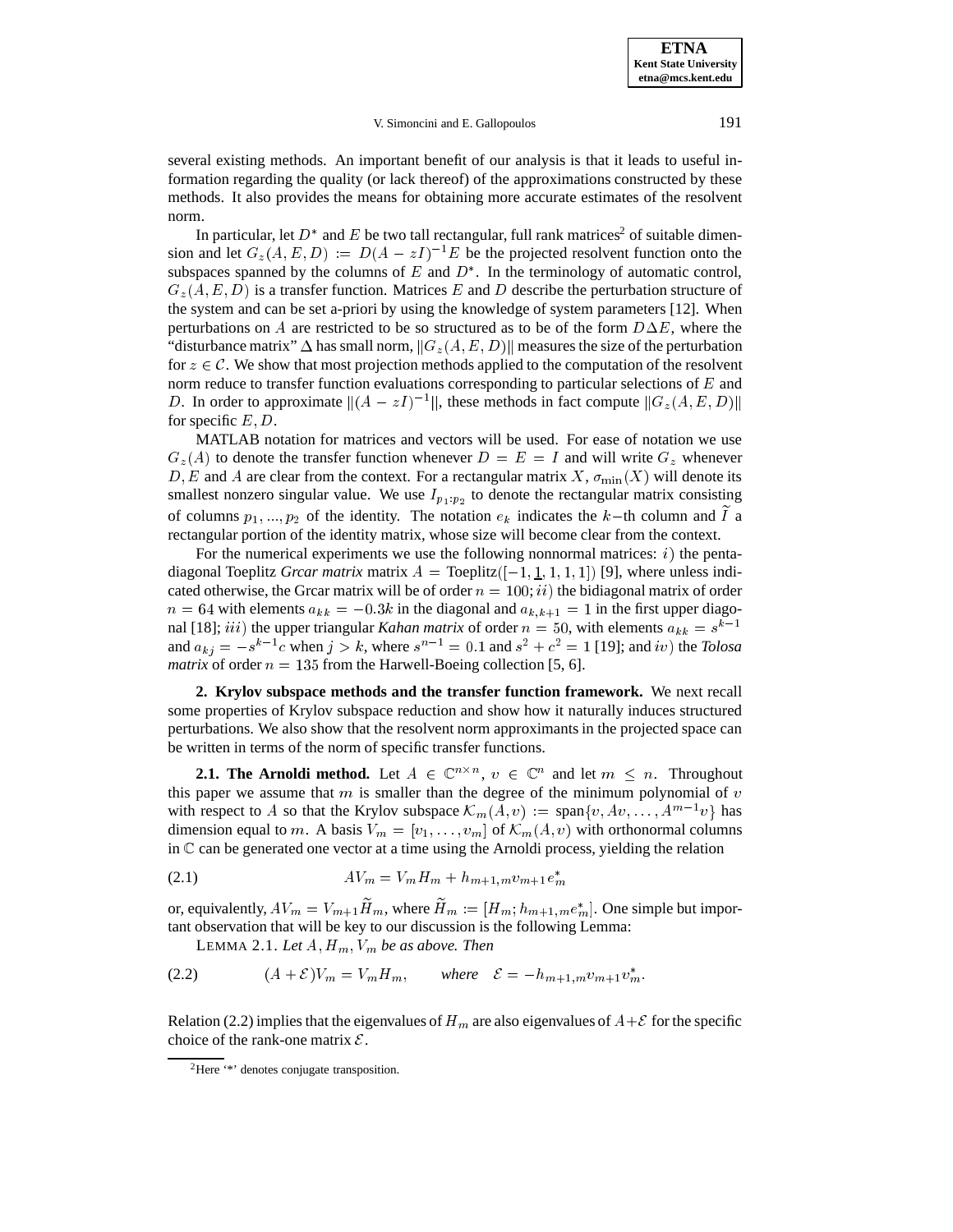several existing methods. An important benefit of our analysis is that it leads to useful information regarding the quality (or lack thereof) of the approximations constructed by these methods. It also provides the means for obtaining more accurate estimates of the resolvent norm.

In particular, let $D^*$ and $E$ be two tall rectangular, full rank matrices[2] of suitable dimension and let $G_z(A, E, D) := D(A - zI)^{-1}E$ be the projected resolvent function onto the subspaces spanned by the columns of $E$ and $D^*$. In the terminology of automatic control, $G_z(A, E, D)$ is a transfer function. Matrices $E$ and $D$ describe the perturbation structure of the system and can be set a-priori by using the knowledge of system parameters [12]. When perturbations on $A$ are restricted to be so structured as to be of the form $D\Delta E$, where the "disturbance matrix" $\Delta$ has small norm, $\|G_z(A, E, D)\|$ measures the size of the perturbation for $z \in \mathcal{C}$. We show that most projection methods applied to the computation of the resolvent norm reduce to transfer function evaluations corresponding to particular selections of $E$ and $D$. In order to approximate $\|(A - zI)^{-1}\|$, these methods in fact compute $\|G_z(A, E, D)\|$ for specific $E, D$.

MATLAB notation for matrices and vectors will be used. For ease of notation we use $G_z(A)$ to denote the transfer function whenever $D = E = I$ and will write $G_z$ whenever $D, E$ and $A$ are clear from the context. For a rectangular matrix $X$, $\sigma_{\min}(X)$ will denote its smallest nonzero singular value. We use $I_{p_1:p_2}$ to denote the rectangular matrix consisting of columns $p_1, ..., p_2$ of the identity. The notation $e_k$ indicates the $k-$th column and $\widetilde{I}$ a rectangular portion of the identity matrix, whose size will become clear from the context.

For the numerical experiments we use the following nonnormal matrices: $i)$ the pentadiagonal Toeplitz *Grcar matrix* matrix $A = \text{Toeplitz}([-1, \underline{1}, 1, 1, 1])$ [9], where unless indicated otherwise, the Grcar matrix will be of order $n = 100$; $ii)$ the bidiagonal matrix of order $n = 64$ with elements $a_{kk} = -0.3k$ in the diagonal and $a_{k,k+1} = 1$ in the first upper diagonal [18]; $iii)$ the upper triangular *Kahan matrix* of order $n = 50$, with elements $a_{kk} = s^{k-1}$ and $a_{kj} = -s^{k-1}c$ when $j > k$, where $s^{n-1} = 0.1$ and $s^2 + c^2 = 1$ [19]; and $iv)$ the *Tolosa matrix* of order $n = 135$ from the Harwell-Boeing collection [5, 6].

## 2. Krylov subspace methods and the transfer function framework.

We next recall some properties of Krylov subspace reduction and show how it naturally induces structured perturbations. We also show that the resolvent norm approximants in the projected space can be written in terms of the norm of specific transfer functions.

### 2.1. The Arnoldi method.

Let $A \in \mathbb{C}^{n \times n}$, $v \in \mathbb{C}^n$ and let $m \leq n$. Throughout this paper we assume that $m$ is smaller than the degree of the minimum polynomial of $v$ with respect to $A$ so that the Krylov subspace $\mathcal{K}_m(A, v) := \text{span}\{v, Av, \ldots, A^{m-1}v\}$ has dimension equal to $m$. A basis $V_m = [v_1, \ldots, v_m]$ of $\mathcal{K}_m(A, v)$ with orthonormal columns in $\mathbb{C}$ can be generated one vector at a time using the Arnoldi process, yielding the relation

$$AV_m = V_m H_m + h_{m+1,m} v_{m+1} e_m^* \tag{2.1}$$

or, equivalently, $AV_m = V_{m+1}\widetilde{H}_m$, where $\widetilde{H}_m := [H_m; h_{m+1,m}e_m^*]$. One simple but important observation that will be key to our discussion is the following Lemma:

LEMMA 2.1. *Let $A, H_m, V_m$ be as above. Then*

$$(A + \mathcal{E})V_m = V_m H_m, \qquad \textit{where} \quad \mathcal{E} = -h_{m+1,m} v_{m+1} v_m^*. \tag{2.2}$$

Relation (2.2) implies that the eigenvalues of $H_m$ are also eigenvalues of $A + \mathcal{E}$ for the specific choice of the rank-one matrix $\mathcal{E}$.

---

[2] Here '$*$' denotes conjugate transposition.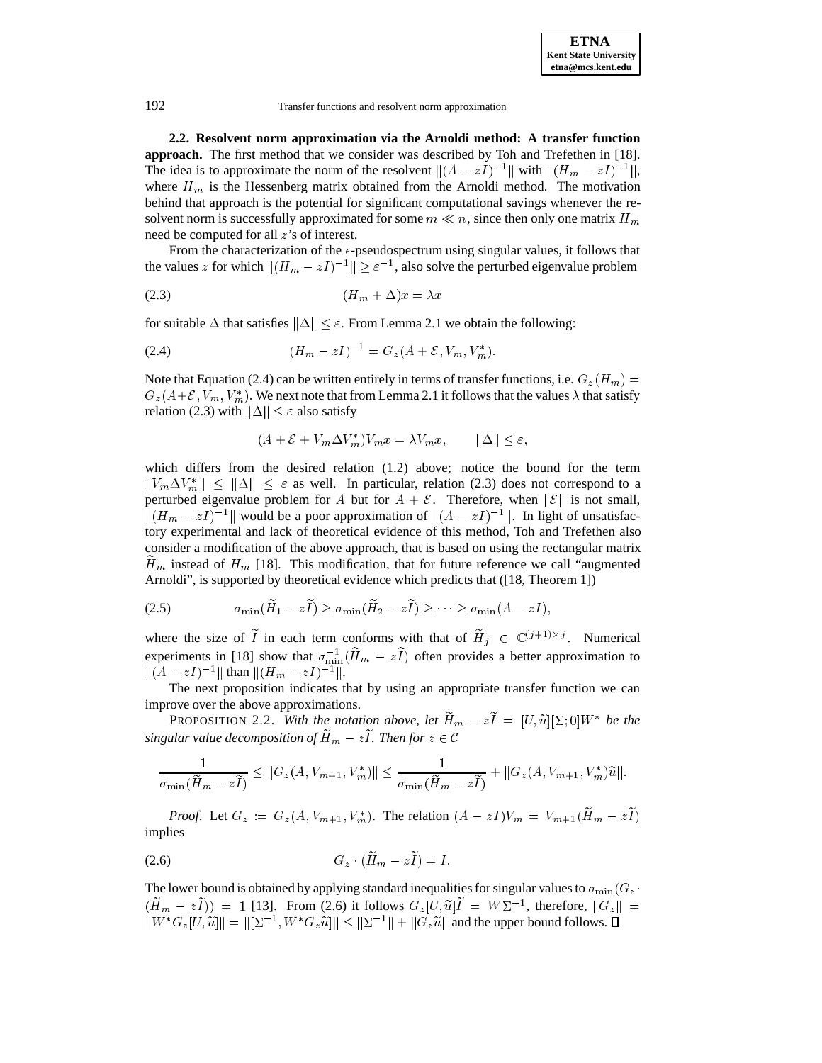**2.2. Resolvent norm approximation via the Arnoldi method: A transfer function approach.** The first method that we consider was described by Toh and Trefethen in [18]. The idea is to approximate the norm of the resolvent $\|(A - zI)^{-1}\|$ with $\|(H_m - zI)^{-1}\|$, where $H_m$ is the Hessenberg matrix obtained from the Arnoldi method. The motivation behind that approach is the potential for significant computational savings whenever the resolvent norm is successfully approximated for some $m \ll n$, since then only one matrix $H_m$ need be computed for all $z$'s of interest.

From the characterization of the $\epsilon$-pseudospectrum using singular values, it follows that the values $z$ for which $\|(H_m - zI)^{-1}\| \geq \varepsilon^{-1}$, also solve the perturbed eigenvalue problem

$$(H_m + \Delta)x = \lambda x \tag{2.3}$$

for suitable $\Delta$ that satisfies $\|\Delta\| \leq \varepsilon$. From Lemma 2.1 we obtain the following:

$$(H_m - zI)^{-1} = G_z(A + \mathcal{E}, V_m, V_m^*). \tag{2.4}$$

Note that Equation (2.4) can be written entirely in terms of transfer functions, i.e. $G_z(H_m) = G_z(A+\mathcal{E}, V_m, V_m^*)$. We next note that from Lemma 2.1 it follows that the values $\lambda$ that satisfy relation (2.3) with $\|\Delta\| \leq \varepsilon$ also satisfy

$$(A + \mathcal{E} + V_m \Delta V_m^*)V_m x = \lambda V_m x, \qquad \|\Delta\| \leq \varepsilon,$$

which differs from the desired relation (1.2) above; notice the bound for the term $\|V_m \Delta V_m^*\| \leq \|\Delta\| \leq \varepsilon$ as well. In particular, relation (2.3) does not correspond to a perturbed eigenvalue problem for $A$ but for $A + \mathcal{E}$. Therefore, when $\|\mathcal{E}\|$ is not small, $\|(H_m - zI)^{-1}\|$ would be a poor approximation of $\|(A - zI)^{-1}\|$. In light of unsatisfactory experimental and lack of theoretical evidence of this method, Toh and Trefethen also consider a modification of the above approach, that is based on using the rectangular matrix $\widetilde{H}_m$ instead of $H_m$ [18]. This modification, that for future reference we call "augmented Arnoldi", is supported by theoretical evidence which predicts that ([18, Theorem 1])

$$\sigma_{\min}(\widetilde{H}_1 - z\widetilde{I}) \geq \sigma_{\min}(\widetilde{H}_2 - z\widetilde{I}) \geq \cdots \geq \sigma_{\min}(A - zI), \tag{2.5}$$

where the size of $\widetilde{I}$ in each term conforms with that of $\widetilde{H}_j \in \mathbb{C}^{(j+1)\times j}$. Numerical experiments in [18] show that $\sigma_{\min}^{-1}(\widetilde{H}_m - z\widetilde{I})$ often provides a better approximation to $\|(A - zI)^{-1}\|$ than $\|(H_m - zI)^{-1}\|$.

The next proposition indicates that by using an appropriate transfer function we can improve over the above approximations.

PROPOSITION 2.2. *With the notation above, let $\widetilde{H}_m - z\widetilde{I} = [U, \widetilde{u}][\Sigma; 0]W^*$ be the singular value decomposition of $\widetilde{H}_m - z\widetilde{I}$. Then for $z \in \mathcal{C}$*

$$\frac{1}{\sigma_{\min}(\widetilde{H}_m - z\widetilde{I})} \leq \|G_z(A, V_{m+1}, V_m^*)\| \leq \frac{1}{\sigma_{\min}(\widetilde{H}_m - z\widetilde{I})} + \|G_z(A, V_{m+1}, V_m^*)\widetilde{u}\|.$$

*Proof.* Let $G_z := G_z(A, V_{m+1}, V_m^*)$. The relation $(A - zI)V_m = V_{m+1}(\widetilde{H}_m - z\widetilde{I})$ implies

$$G_z \cdot (\widetilde{H}_m - z\widetilde{I}) = I. \tag{2.6}$$

The lower bound is obtained by applying standard inequalities for singular values to $\sigma_{\min}(G_z \cdot (\widetilde{H}_m - z\widetilde{I})) = 1$ [13]. From (2.6) it follows $G_z[U, \widetilde{u}]\widetilde{I} = W\Sigma^{-1}$, therefore, $\|G_z\| = \|W^* G_z [U, \widetilde{u}]\| = \|[\Sigma^{-1}, W^* G_z \widetilde{u}]\| \leq \|\Sigma^{-1}\| + \|G_z \widetilde{u}\|$ and the upper bound follows. ∎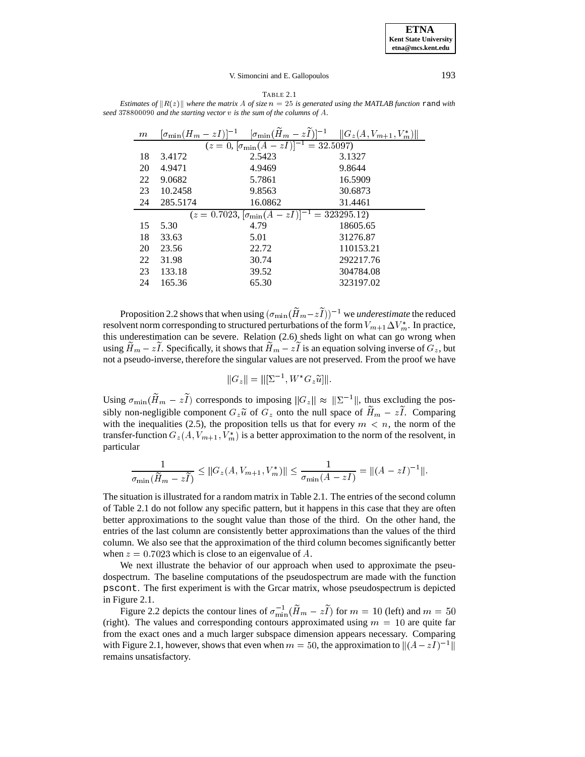TABLE 2.1

*Estimates of $\|R(z)\|$ where the matrix $A$ of size $n = 25$ is generated using the MATLAB function* `rand` *with seed 378800090 and the starting vector $v$ is the sum of the columns of $A$.*

| $m$ | $[\sigma_{\min}(H_m - zI)]^{-1}$ | $[\sigma_{\min}(\widetilde{H}_m - z\widetilde{I})]^{-1}$ | $\|G_z(A, V_{m+1}, V_m^*)\|$ |
|---|---|---|---|
| | ($z = 0$, $[\sigma_{\min}(A - zI)]^{-1} = 32.5097$) | | |
| 18 | 3.4172 | 2.5423 | 3.1327 |
| 20 | 4.9471 | 4.9469 | 9.8644 |
| 22 | 9.0682 | 5.7861 | 16.5909 |
| 23 | 10.2458 | 9.8563 | 30.6873 |
| 24 | 285.5174 | 16.0862 | 31.4461 |
| | ($z = 0.7023$, $[\sigma_{\min}(A - zI)]^{-1} = 323295.12$) | | |
| 15 | 5.30 | 4.79 | 18605.65 |
| 18 | 33.63 | 5.01 | 31276.87 |
| 20 | 23.56 | 22.72 | 110153.21 |
| 22 | 31.98 | 30.74 | 292217.76 |
| 23 | 133.18 | 39.52 | 304784.08 |
| 24 | 165.36 | 65.30 | 323197.02 |

Proposition 2.2 shows that when using $(\sigma_{\min}(\widetilde{H}_m - z\widetilde{I}))^{-1}$ we *underestimate* the reduced resolvent norm corresponding to structured perturbations of the form $V_{m+1}\Delta V_m^*$. In practice, this underestimation can be severe. Relation (2.6) sheds light on what can go wrong when using $\widetilde{H}_m - z\widetilde{I}$. Specifically, it shows that $\widetilde{H}_m - z\widetilde{I}$ is an equation solving inverse of $G_z$, but not a pseudo-inverse, therefore the singular values are not preserved. From the proof we have

$$\|G_z\| = \|[\Sigma^{-1}, W^* G_z \widetilde{u}]\|.$$

Using $\sigma_{\min}(\widetilde{H}_m - z\widetilde{I})$ corresponds to imposing $\|G_z\| \approx \|\Sigma^{-1}\|$, thus excluding the possibly non-negligible component $G_z\widetilde{u}$ of $G_z$ onto the null space of $\widetilde{H}_m - z\widetilde{I}$. Comparing with the inequalities (2.5), the proposition tells us that for every $m < n$, the norm of the transfer-function $G_z(A, V_{m+1}, V_m^*)$ is a better approximation to the norm of the resolvent, in particular

$$\frac{1}{\sigma_{\min}(\widetilde{H}_m - z\widetilde{I})} \leq \|G_z(A, V_{m+1}, V_m^*)\| \leq \frac{1}{\sigma_{\min}(A - zI)} = \|(A - zI)^{-1}\|.$$

The situation is illustrated for a random matrix in Table 2.1. The entries of the second column of Table 2.1 do not follow any specific pattern, but it happens in this case that they are often better approximations to the sought value than those of the third. On the other hand, the entries of the last column are consistently better approximations than the values of the third column. We also see that the approximation of the third column becomes significantly better when $z = 0.7023$ which is close to an eigenvalue of $A$.

We next illustrate the behavior of our approach when used to approximate the pseudospectrum. The baseline computations of the pseudospectrum are made with the function `pscont`. The first experiment is with the Grcar matrix, whose pseudospectrum is depicted in Figure 2.1.

Figure 2.2 depicts the contour lines of $\sigma_{\min}^{-1}(\widetilde{H}_m - z\widetilde{I})$ for $m = 10$ (left) and $m = 50$ (right). The values and corresponding contours approximated using $m = 10$ are quite far from the exact ones and a much larger subspace dimension appears necessary. Comparing with Figure 2.1, however, shows that even when $m = 50$, the approximation to $\|(A - zI)^{-1}\|$ remains unsatisfactory.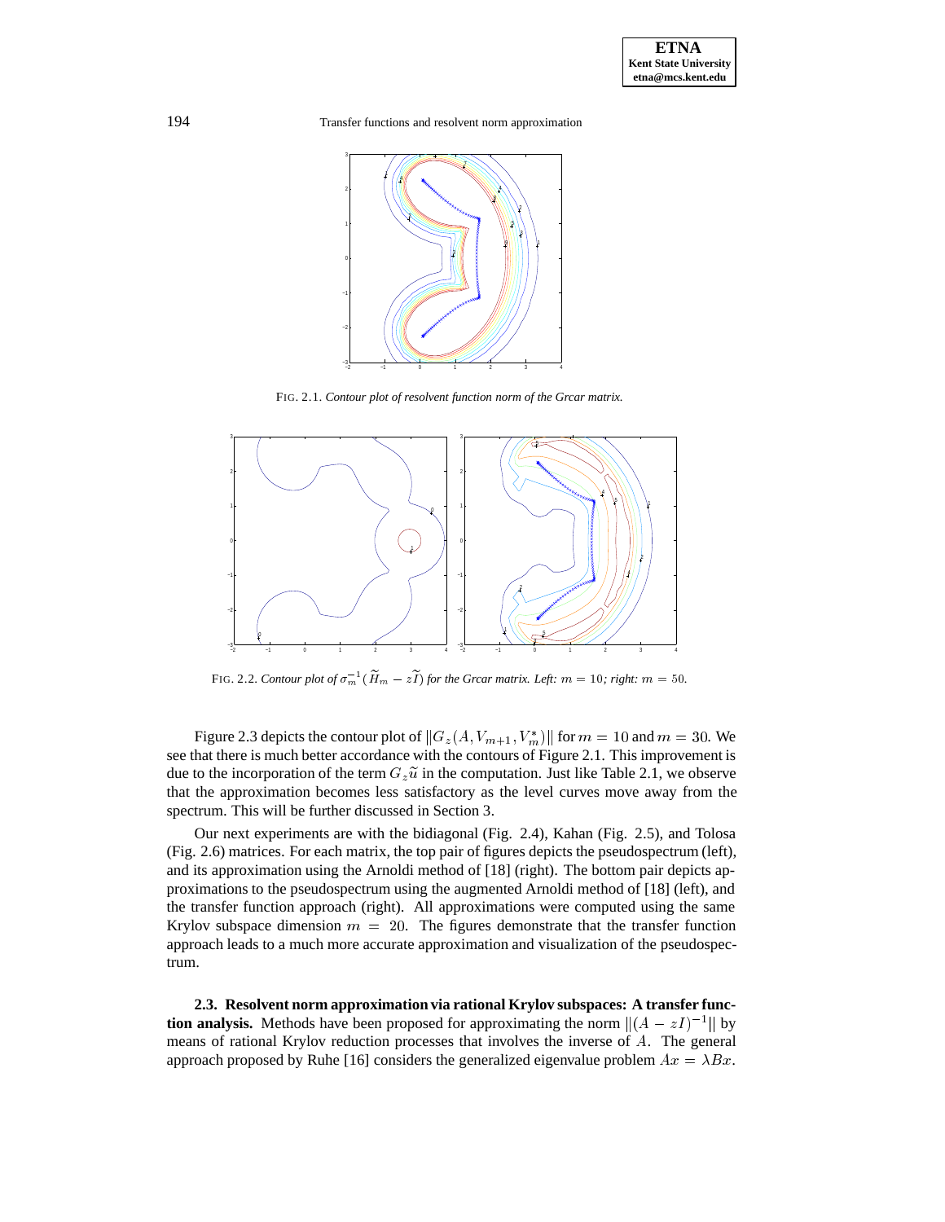FIG. 2.1. *Contour plot of resolvent function norm of the Grcar matrix.*

FIG. 2.2. *Contour plot of $\sigma_m^{-1}(\widetilde{H}_m - z\widetilde{I})$ for the Grcar matrix. Left: $m = 10$; right: $m = 50$.*

Figure 2.3 depicts the contour plot of $\|G_z(A, V_{m+1}, V_m^*)\|$ for $m = 10$ and $m = 30$. We see that there is much better accordance with the contours of Figure 2.1. This improvement is due to the incorporation of the term $G_z\widetilde{u}$ in the computation. Just like Table 2.1, we observe that the approximation becomes less satisfactory as the level curves move away from the spectrum. This will be further discussed in Section 3.

Our next experiments are with the bidiagonal (Fig. 2.4), Kahan (Fig. 2.5), and Tolosa (Fig. 2.6) matrices. For each matrix, the top pair of figures depicts the pseudospectrum (left), and its approximation using the Arnoldi method of [18] (right). The bottom pair depicts approximations to the pseudospectrum using the augmented Arnoldi method of [18] (left), and the transfer function approach (right). All approximations were computed using the same Krylov subspace dimension $m = 20$. The figures demonstrate that the transfer function approach leads to a much more accurate approximation and visualization of the pseudospectrum.

**2.3. Resolvent norm approximation via rational Krylov subspaces: A transfer function analysis.** Methods have been proposed for approximating the norm $\|(A - zI)^{-1}\|$ by means of rational Krylov reduction processes that involves the inverse of $A$. The general approach proposed by Ruhe [16] considers the generalized eigenvalue problem $Ax = \lambda Bx$.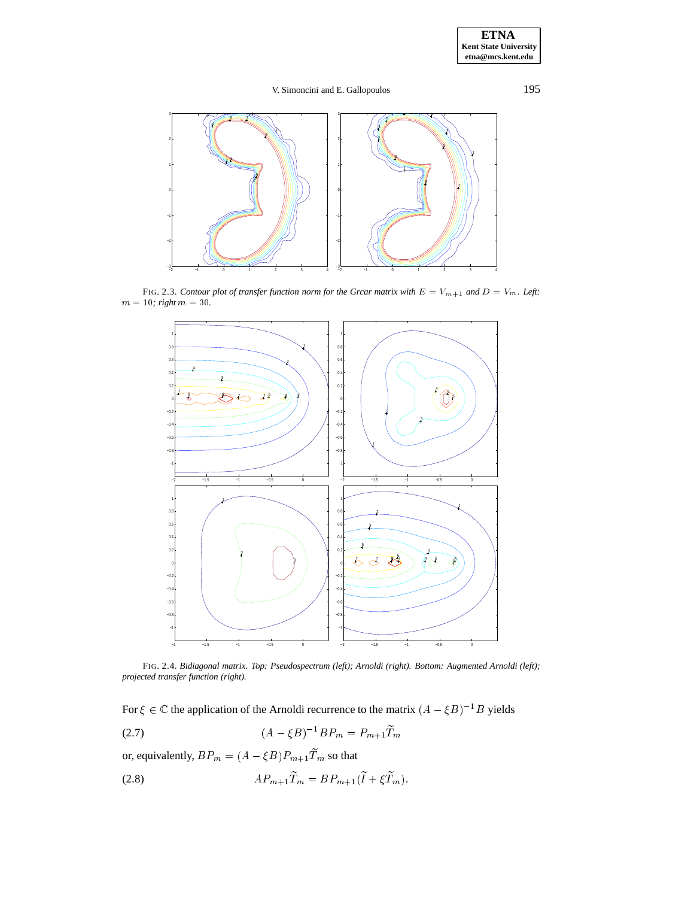FIG. 2.3. *Contour plot of transfer function norm for the Grcar matrix with $E = V_{m+1}$ and $D = V_m$. Left: $m = 10$; right $m = 30$.*

FIG. 2.4. *Bidiagonal matrix. Top: Pseudospectrum (left); Arnoldi (right). Bottom: Augmented Arnoldi (left); projected transfer function (right).*

For $\xi \in \mathbb{C}$ the application of the Arnoldi recurrence to the matrix $(A - \xi B)^{-1} B$ yields

$$(A - \xi B)^{-1} B P_m = P_{m+1} \widetilde{T}_m \tag{2.7}$$

or, equivalently, $BP_m = (A - \xi B) P_{m+1} \widetilde{T}_m$ so that

$$A P_{m+1} \widetilde{T}_m = B P_{m+1} (\widetilde{I} + \xi \widetilde{T}_m). \tag{2.8}$$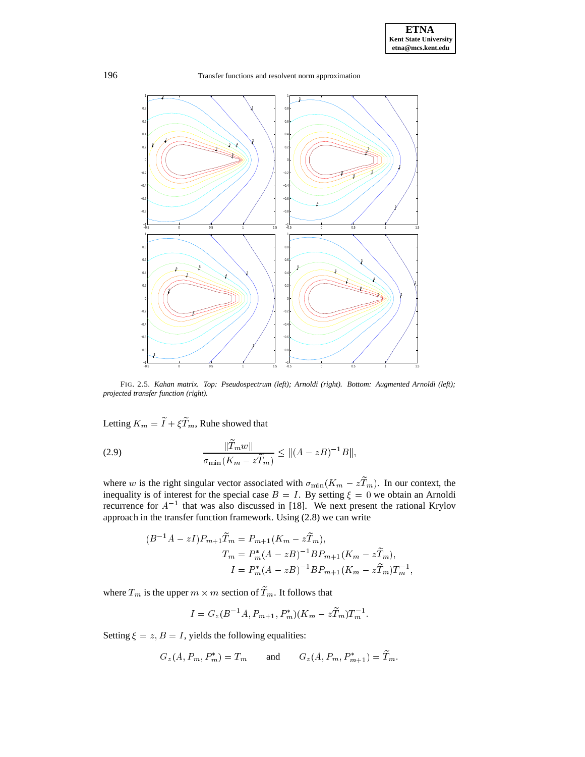FIG. 2.5. *Kahan matrix. Top: Pseudospectrum (left); Arnoldi (right). Bottom: Augmented Arnoldi (left); projected transfer function (right).*

Letting $K_m = \widetilde{I} + \xi \widetilde{T}_m$, Ruhe showed that

$$\frac{\|\widetilde{T}_m w\|}{\sigma_{\min}(K_m - z\widetilde{T}_m)} \leq \|(A - zB)^{-1}B\|, \tag{2.9}$$

where $w$ is the right singular vector associated with $\sigma_{\min}(K_m - z\widetilde{T}_m)$. In our context, the inequality is of interest for the special case $B = I$. By setting $\xi = 0$ we obtain an Arnoldi recurrence for $A^{-1}$ that was also discussed in [18]. We next present the rational Krylov approach in the transfer function framework. Using (2.8) we can write

$$\begin{aligned}
(B^{-1}A - zI)P_{m+1}\widetilde{T}_m &= P_{m+1}(K_m - z\widetilde{T}_m), \\
T_m &= P_m^*(A - zB)^{-1}BP_{m+1}(K_m - z\widetilde{T}_m), \\
I &= P_m^*(A - zB)^{-1}BP_{m+1}(K_m - z\widetilde{T}_m)T_m^{-1},
\end{aligned}$$

where $T_m$ is the upper $m \times m$ section of $\widetilde{T}_m$. It follows that

$$I = G_z(B^{-1}A, P_{m+1}, P_m^*)(K_m - z\widetilde{T}_m)T_m^{-1}.$$

Setting $\xi = z$, $B = I$, yields the following equalities:

$$G_z(A, P_m, P_m^*) = T_m \qquad \text{and} \qquad G_z(A, P_m, P_{m+1}^*) = \widetilde{T}_m.$$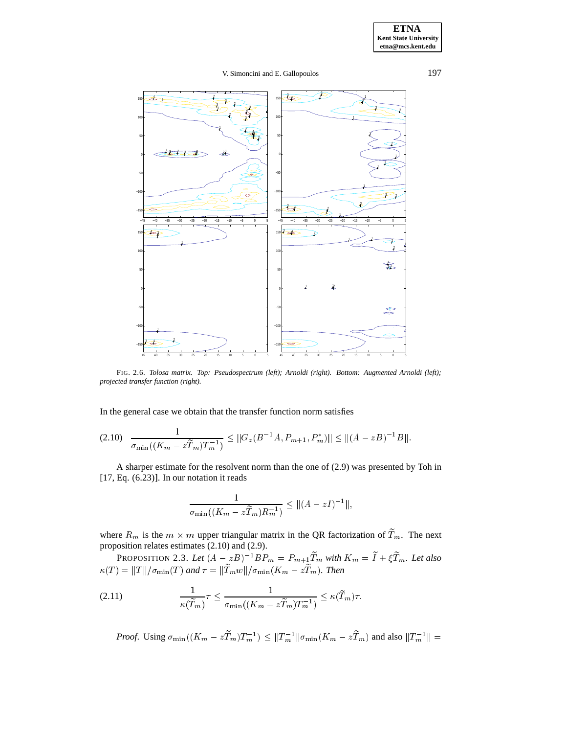FIG. 2.6. *Tolosa matrix. Top: Pseudospectrum (left); Arnoldi (right). Bottom: Augmented Arnoldi (left); projected transfer function (right).*

In the general case we obtain that the transfer function norm satisfies

$$
\frac{1}{\sigma_{\min}((K_m - z\widetilde{T}_m)T_m^{-1})} \le \|G_z(B^{-1}A, P_{m+1}, P_m^*)\| \le \|(A - zB)^{-1}B\|. \tag{2.10}
$$

A sharper estimate for the resolvent norm than the one of (2.9) was presented by Toh in [17, Eq. (6.23)]. In our notation it reads

$$
\frac{1}{\sigma_{\min}((K_m - z\widetilde{T}_m)R_m^{-1})} \le \|(A - zI)^{-1}\|,
$$

where $R_m$ is the $m \times m$ upper triangular matrix in the QR factorization of $\widetilde{T}_m$. The next proposition relates estimates (2.10) and (2.9).

PROPOSITION 2.3. *Let $(A - zB)^{-1}BP_m = P_{m+1}\widetilde{T}_m$ with $K_m = \widetilde{I} + \xi\widetilde{T}_m$. Let also $\kappa(T) = \|T\|/\sigma_{\min}(T)$ and $\tau = \|\widetilde{T}_m w\|/\sigma_{\min}(K_m - z\widetilde{T}_m)$. Then*

$$
\frac{1}{\kappa(\widetilde{T}_m)}\tau \le \frac{1}{\sigma_{\min}((K_m - z\widetilde{T}_m)T_m^{-1})} \le \kappa(\widetilde{T}_m)\tau. \tag{2.11}
$$

*Proof.* Using $\sigma_{\min}((K_m - z\widetilde{T}_m)T_m^{-1}) \le \|T_m^{-1}\|\sigma_{\min}(K_m - z\widetilde{T}_m)$ and also $\|T_m^{-1}\| =$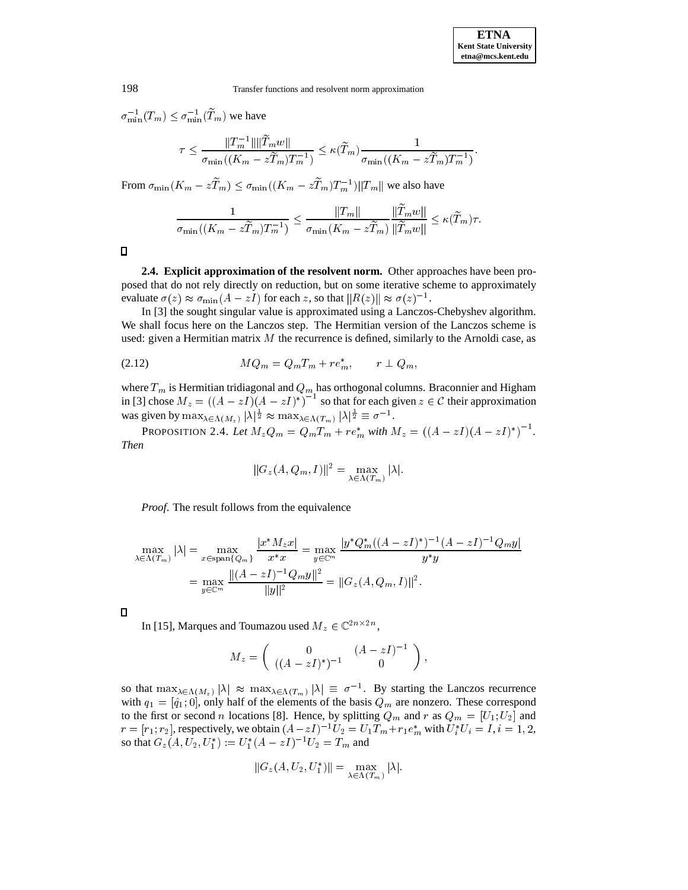$\sigma_{\min}^{-1}(T_m) \le \sigma_{\min}^{-1}(\widetilde{T}_m)$ we have

$$\tau \le \frac{\|T_m^{-1}\| \|\widetilde{T}_m w\|}{\sigma_{\min}((K_m - z\widetilde{T}_m)T_m^{-1})} \le \kappa(\widetilde{T}_m) \frac{1}{\sigma_{\min}((K_m - z\widetilde{T}_m)T_m^{-1})}.$$

From $\sigma_{\min}(K_m - z\widetilde{T}_m) \le \sigma_{\min}((K_m - z\widetilde{T}_m)T_m^{-1})\|T_m\|$ we also have

$$\frac{1}{\sigma_{\min}((K_m - z\widetilde{T}_m)T_m^{-1})} \le \frac{\|T_m\|}{\sigma_{\min}(K_m - z\widetilde{T}_m)} \frac{\|\widetilde{T}_m w\|}{\|\widetilde{T}_m w\|} \le \kappa(\widetilde{T}_m)\tau.$$

□

**2.4. Explicit approximation of the resolvent norm.** Other approaches have been proposed that do not rely directly on reduction, but on some iterative scheme to approximately evaluate $\sigma(z) \approx \sigma_{\min}(A - zI)$ for each $z$, so that $\|R(z)\| \approx \sigma(z)^{-1}$.

In [3] the sought singular value is approximated using a Lanczos-Chebyshev algorithm. We shall focus here on the Lanczos step. The Hermitian version of the Lanczos scheme is used: given a Hermitian matrix $M$ the recurrence is defined, similarly to the Arnoldi case, as

$$MQ_m = Q_m T_m + r e_m^*, \qquad r \perp Q_m, \tag{2.12}$$

where $T_m$ is Hermitian tridiagonal and $Q_m$ has orthogonal columns. Braconnier and Higham in [3] chose $M_z = ((A - zI)(A - zI)^*)^{-1}$ so that for each given $z \in \mathcal{C}$ their approximation was given by $\max_{\lambda \in \Lambda(M_z)} |\lambda|^{\frac{1}{2}} \approx \max_{\lambda \in \Lambda(T_m)} |\lambda|^{\frac{1}{2}} \equiv \sigma^{-1}$.

PROPOSITION 2.4. *Let $M_z Q_m = Q_m T_m + r e_m^*$ with $M_z = ((A - zI)(A - zI)^*)^{-1}$. Then*

$$\|G_z(A, Q_m, I)\|^2 = \max_{\lambda \in \Lambda(T_m)} |\lambda|.$$

*Proof.* The result follows from the equivalence

$$\begin{aligned} \max_{\lambda \in \Lambda(T_m)} |\lambda| &= \max_{x \in \mathrm{span}\{Q_m\}} \frac{|x^* M_z x|}{x^* x} = \max_{y \in \mathbb{C}^m} \frac{|y^* Q_m^* ((A - zI)^*)^{-1}(A - zI)^{-1} Q_m y|}{y^* y} \\ &= \max_{y \in \mathbb{C}^m} \frac{\|(A - zI)^{-1} Q_m y\|^2}{\|y\|^2} = \|G_z(A, Q_m, I)\|^2. \end{aligned}$$

□

In [15], Marques and Toumazou used $M_z \in \mathbb{C}^{2n \times 2n}$,

$$M_z = \begin{pmatrix} 0 & (A - zI)^{-1} \\ ((A - zI)^*)^{-1} & 0 \end{pmatrix},$$

so that $\max_{\lambda \in \Lambda(M_z)} |\lambda| \approx \max_{\lambda \in \Lambda(T_m)} |\lambda| \equiv \sigma^{-1}$. By starting the Lanczos recurrence with $q_1 = [\hat{q}_1; 0]$, only half of the elements of the basis $Q_m$ are nonzero. These correspond to the first or second $n$ locations [8]. Hence, by splitting $Q_m$ and $r$ as $Q_m = [U_1; U_2]$ and $r = [r_1; r_2]$, respectively, we obtain $(A - zI)^{-1} U_2 = U_1 T_m + r_1 e_m^*$ with $U_i^* U_i = I, i = 1, 2$, so that $G_z(A, U_2, U_1^*) := U_1^* (A - zI)^{-1} U_2 = T_m$ and

$$\|G_z(A, U_2, U_1^*)\| = \max_{\lambda \in \Lambda(T_m)} |\lambda|.$$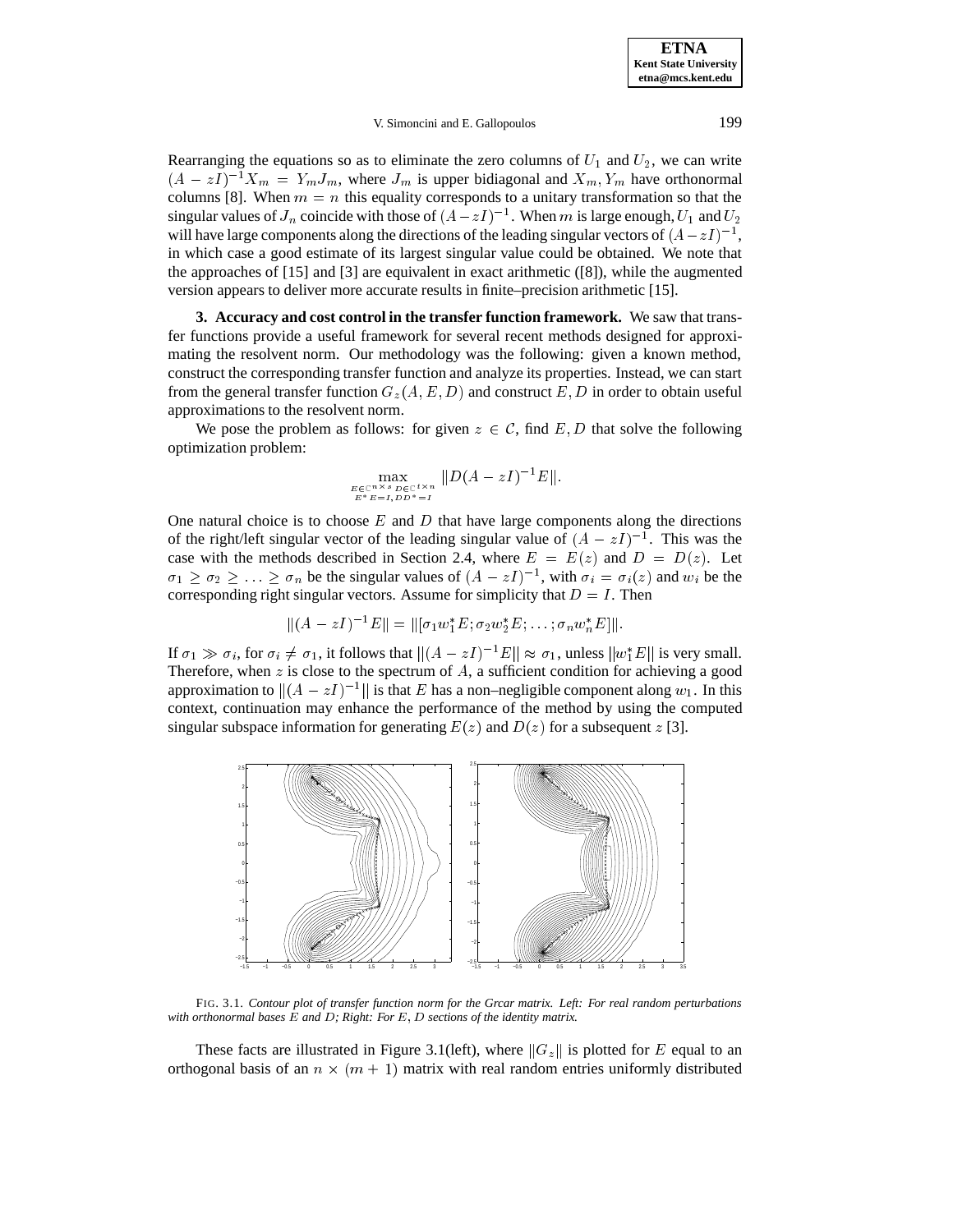Rearranging the equations so as to eliminate the zero columns of $U_1$ and $U_2$, we can write $(A - zI)^{-1}X_m = Y_m J_m$, where $J_m$ is upper bidiagonal and $X_m, Y_m$ have orthonormal columns [8]. When $m = n$ this equality corresponds to a unitary transformation so that the singular values of $J_n$ coincide with those of $(A - zI)^{-1}$. When $m$ is large enough, $U_1$ and $U_2$ will have large components along the directions of the leading singular vectors of $(A - zI)^{-1}$, in which case a good estimate of its largest singular value could be obtained. We note that the approaches of [15] and [3] are equivalent in exact arithmetic ([8]), while the augmented version appears to deliver more accurate results in finite–precision arithmetic [15].

**3. Accuracy and cost control in the transfer function framework.** We saw that transfer functions provide a useful framework for several recent methods designed for approximating the resolvent norm. Our methodology was the following: given a known method, construct the corresponding transfer function and analyze its properties. Instead, we can start from the general transfer function $G_z(A, E, D)$ and construct $E, D$ in order to obtain useful approximations to the resolvent norm.

We pose the problem as follows: for given $z \in \mathcal{C}$, find $E, D$ that solve the following optimization problem:

$$\max_{\substack{E \in \mathbb{C}^{n \times s}\, D \in \mathbb{C}^{t \times n} \\ E^*E = I,\, DD^* = I}} \|D(A - zI)^{-1}E\|.$$

One natural choice is to choose $E$ and $D$ that have large components along the directions of the right/left singular vector of the leading singular value of $(A - zI)^{-1}$. This was the case with the methods described in Section 2.4, where $E = E(z)$ and $D = D(z)$. Let $\sigma_1 \geq \sigma_2 \geq \ldots \geq \sigma_n$ be the singular values of $(A - zI)^{-1}$, with $\sigma_i = \sigma_i(z)$ and $w_i$ be the corresponding right singular vectors. Assume for simplicity that $D = I$. Then

$$\|(A - zI)^{-1}E\| = \|[\sigma_1 w_1^* E; \sigma_2 w_2^* E; \ldots; \sigma_n w_n^* E]\|.$$

If $\sigma_1 \gg \sigma_i$, for $\sigma_i \neq \sigma_1$, it follows that $\|(A - zI)^{-1}E\| \approx \sigma_1$, unless $\|w_1^* E\|$ is very small. Therefore, when $z$ is close to the spectrum of $A$, a sufficient condition for achieving a good approximation to $\|(A - zI)^{-1}\|$ is that $E$ has a non–negligible component along $w_1$. In this context, continuation may enhance the performance of the method by using the computed singular subspace information for generating $E(z)$ and $D(z)$ for a subsequent $z$ [3].

FIG. 3.1. *Contour plot of transfer function norm for the Grcar matrix. Left: For real random perturbations with orthonormal bases $E$ and $D$; Right: For $E$, $D$ sections of the identity matrix.*

These facts are illustrated in Figure 3.1(left), where $\|G_z\|$ is plotted for $E$ equal to an orthogonal basis of an $n \times (m + 1)$ matrix with real random entries uniformly distributed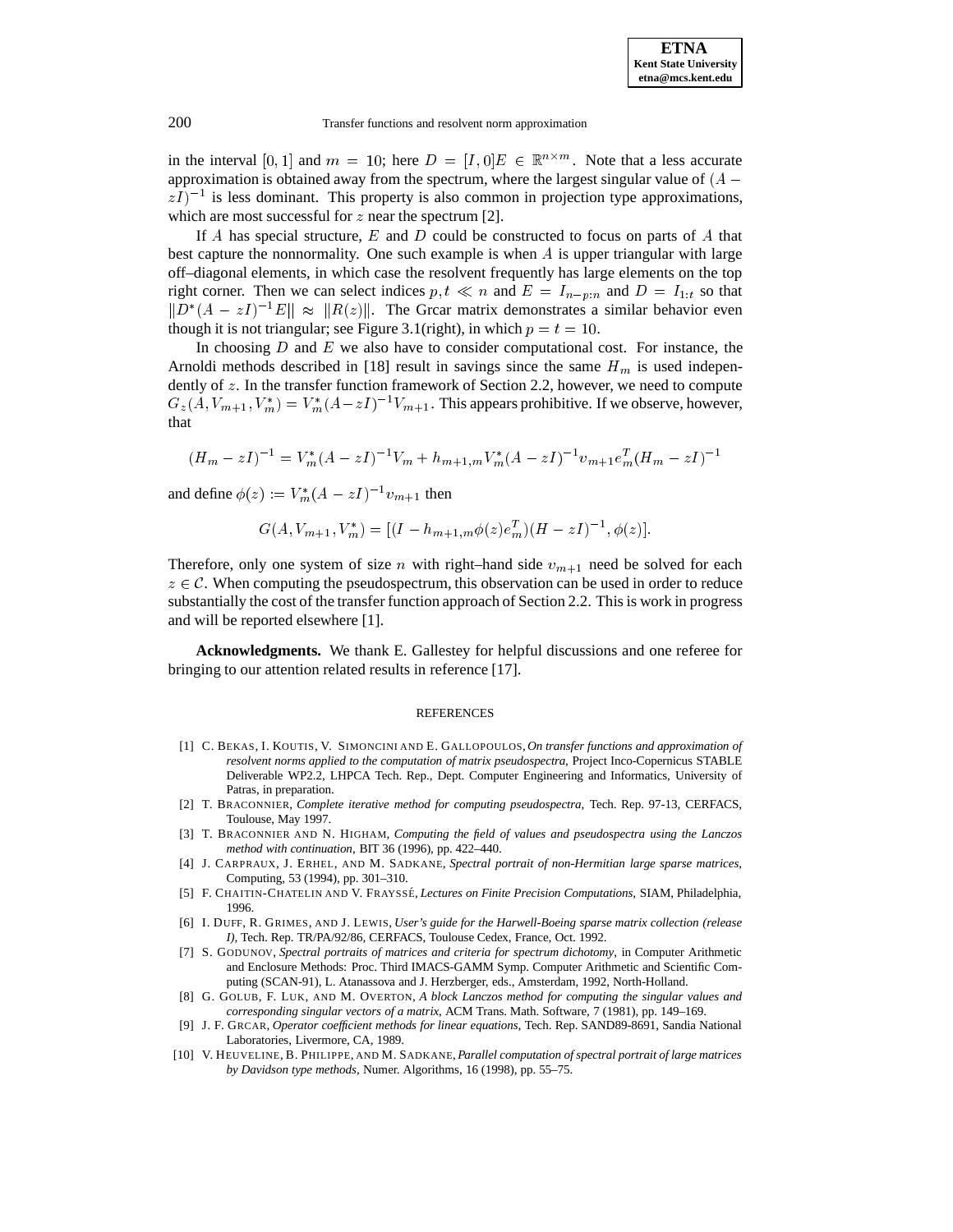in the interval $[0, 1]$ and $m = 10$; here $D = [I, 0]E \in \mathbb{R}^{n \times m}$. Note that a less accurate approximation is obtained away from the spectrum, where the largest singular value of $(A - zI)^{-1}$ is less dominant. This property is also common in projection type approximations, which are most successful for $z$ near the spectrum [2].

If $A$ has special structure, $E$ and $D$ could be constructed to focus on parts of $A$ that best capture the nonnormality. One such example is when $A$ is upper triangular with large off–diagonal elements, in which case the resolvent frequently has large elements on the top right corner. Then we can select indices $p, t \ll n$ and $E = I_{n-p:n}$ and $D = I_{1:t}$ so that $\|D^*(A - zI)^{-1}E\| \approx \|R(z)\|$. The Grcar matrix demonstrates a similar behavior even though it is not triangular; see Figure 3.1(right), in which $p = t = 10$.

In choosing $D$ and $E$ we also have to consider computational cost. For instance, the Arnoldi methods described in [18] result in savings since the same $H_m$ is used independently of $z$. In the transfer function framework of Section 2.2, however, we need to compute $G_z(A, V_{m+1}, V_m^*) = V_m^*(A - zI)^{-1}V_{m+1}$. This appears prohibitive. If we observe, however, that

$$(H_m - zI)^{-1} = V_m^*(A - zI)^{-1}V_m + h_{m+1,m}V_m^*(A - zI)^{-1}v_{m+1}e_m^T(H_m - zI)^{-1}$$

and define $\phi(z) := V_m^*(A - zI)^{-1}v_{m+1}$ then

$$G(A, V_{m+1}, V_m^*) = [(I - h_{m+1,m}\phi(z)e_m^T)(H - zI)^{-1}, \phi(z)].$$

Therefore, only one system of size $n$ with right–hand side $v_{m+1}$ need be solved for each $z \in \mathcal{C}$. When computing the pseudospectrum, this observation can be used in order to reduce substantially the cost of the transfer function approach of Section 2.2. This is work in progress and will be reported elsewhere [1].

**Acknowledgments.** We thank E. Gallestey for helpful discussions and one referee for bringing to our attention related results in reference [17].

## REFERENCES

[1] C. Bekas, I. Koutis, V. Simoncini and E. Gallopoulos, *On transfer functions and approximation of resolvent norms applied to the computation of matrix pseudospectra*, Project Inco-Copernicus STABLE Deliverable WP2.2, LHPCA Tech. Rep., Dept. Computer Engineering and Informatics, University of Patras, in preparation.

[2] T. Braconnier, *Complete iterative method for computing pseudospectra*, Tech. Rep. 97-13, CERFACS, Toulouse, May 1997.

[3] T. Braconnier and N. Higham, *Computing the field of values and pseudospectra using the Lanczos method with continuation*, BIT 36 (1996), pp. 422–440.

[4] J. Carpraux, J. Erhel, and M. Sadkane, *Spectral portrait of non-Hermitian large sparse matrices*, Computing, 53 (1994), pp. 301–310.

[5] F. Chaitin-Chatelin and V. Frayssé, *Lectures on Finite Precision Computations*, SIAM, Philadelphia, 1996.

[6] I. Duff, R. Grimes, and J. Lewis, *User's guide for the Harwell-Boeing sparse matrix collection (release I)*, Tech. Rep. TR/PA/92/86, CERFACS, Toulouse Cedex, France, Oct. 1992.

[7] S. Godunov, *Spectral portraits of matrices and criteria for spectrum dichotomy*, in Computer Arithmetic and Enclosure Methods: Proc. Third IMACS-GAMM Symp. Computer Arithmetic and Scientific Computing (SCAN-91), L. Atanassova and J. Herzberger, eds., Amsterdam, 1992, North-Holland.

[8] G. Golub, F. Luk, and M. Overton, *A block Lanczos method for computing the singular values and corresponding singular vectors of a matrix*, ACM Trans. Math. Software, 7 (1981), pp. 149–169.

[9] J. F. Grcar, *Operator coefficient methods for linear equations*, Tech. Rep. SAND89-8691, Sandia National Laboratories, Livermore, CA, 1989.

[10] V. Heuveline, B. Philippe, and M. Sadkane, *Parallel computation of spectral portrait of large matrices by Davidson type methods*, Numer. Algorithms, 16 (1998), pp. 55–75.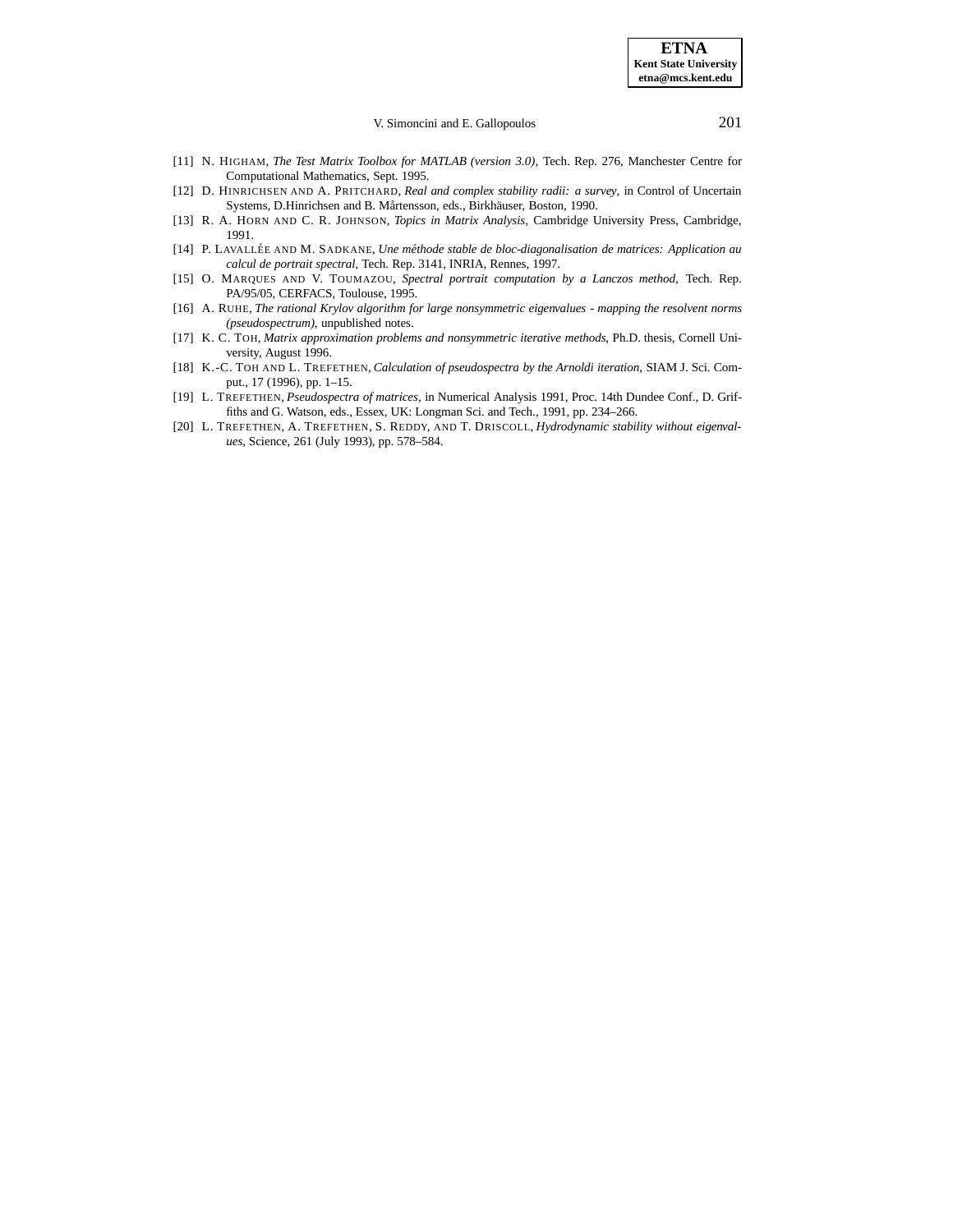[11] N. Higham, *The Test Matrix Toolbox for MATLAB (version 3.0)*, Tech. Rep. 276, Manchester Centre for Computational Mathematics, Sept. 1995.

[12] D. Hinrichsen and A. Pritchard, *Real and complex stability radii: a survey*, in Control of Uncertain Systems, D.Hinrichsen and B. Mårtensson, eds., Birkhäuser, Boston, 1990.

[13] R. A. Horn and C. R. Johnson, *Topics in Matrix Analysis*, Cambridge University Press, Cambridge, 1991.

[14] P. Lavallée and M. Sadkane, *Une méthode stable de bloc-diagonalisation de matrices: Application au calcul de portrait spectral*, Tech. Rep. 3141, INRIA, Rennes, 1997.

[15] O. Marques and V. Toumazou, *Spectral portrait computation by a Lanczos method*, Tech. Rep. PA/95/05, CERFACS, Toulouse, 1995.

[16] A. Ruhe, *The rational Krylov algorithm for large nonsymmetric eigenvalues - mapping the resolvent norms (pseudospectrum)*, unpublished notes.

[17] K. C. Toh, *Matrix approximation problems and nonsymmetric iterative methods*, Ph.D. thesis, Cornell University, August 1996.

[18] K.-C. Toh and L. Trefethen, *Calculation of pseudospectra by the Arnoldi iteration*, SIAM J. Sci. Comput., 17 (1996), pp. 1–15.

[19] L. Trefethen, *Pseudospectra of matrices*, in Numerical Analysis 1991, Proc. 14th Dundee Conf., D. Griffiths and G. Watson, eds., Essex, UK: Longman Sci. and Tech., 1991, pp. 234–266.

[20] L. Trefethen, A. Trefethen, S. Reddy, and T. Driscoll, *Hydrodynamic stability without eigenvalues*, Science, 261 (July 1993), pp. 578–584.